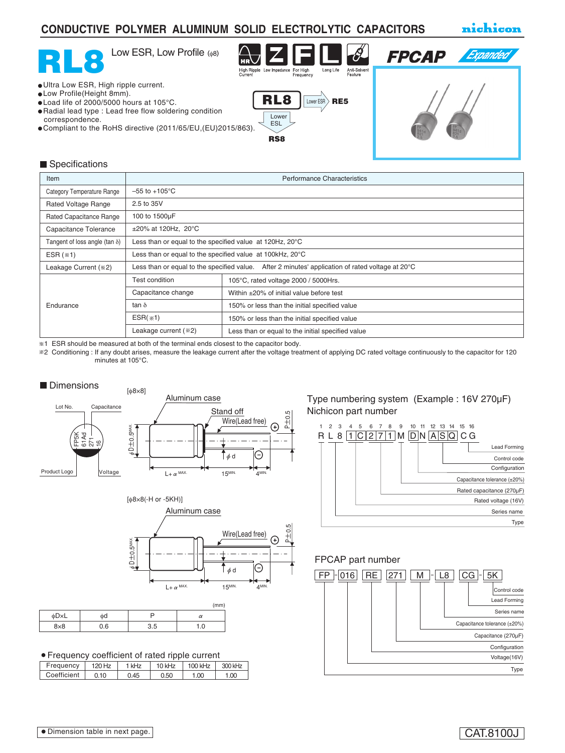# CONDUCTIVE POLYMER ALUMINUM SOLID ELECTROLYTIC CAPACITORS

nichicon

## RL8 Low ESR, Low Profile (φ8)

High Ripple Current | Low Impedance | For High Frequency | Long Life | Anti-Solvent Feature

FPCAP Expanded

- Ultra Low ESR, High ripple current.
- Low Profile(Height 8mm).
- Load life of 2000/5000 hours at 105°C.
- Radial lead type : Lead free flow soldering condition correspondence.
- Compliant to the RoHS directive (2011/65/EU,(EU)2015/863).

RL8 → Lower ESR → RE5
RL8 → Lower ESL → RS8

## Specifications

| Item | Performance Characteristics | |
|---|---|---|
| Category Temperature Range | –55 to +105°C | |
| Rated Voltage Range | 2.5 to 35V | |
| Rated Capacitance Range | 100 to 1500μF | |
| Capacitance Tolerance | ±20% at 120Hz, 20°C | |
| Tangent of loss angle (tan δ) | Less than or equal to the specified value at 120Hz, 20°C | |
| ESR (※1) | Less than or equal to the specified value at 100kHz, 20°C | |
| Leakage Current (※2) | Less than or equal to the specified value. After 2 minutes' application of rated voltage at 20°C | |
| Endurance | Test condition | 105°C, rated voltage 2000 / 5000Hrs. |
| | Capacitance change | Within ±20% of initial value before test |
| | tan δ | 150% or less than the initial specified value |
| | ESR(※1) | 150% or less than the initial specified value |
| | Leakage current (※2) | Less than or equal to the initial specified value |

※1 ESR should be measured at both of the terminal ends closest to the capacitor body.
※2 Conditioning : If any doubt arises, measure the leakage current after the voltage treatment of applying DC rated voltage continuously to the capacitor for 120 minutes at 105°C.

## Dimensions

[φ8×8]

Lot No. / Capacitance / Product Logo / Voltage (marking: FP5K 61Ad 271 16)

Aluminum case, Stand off, Wire(Lead free), φD±0.5 MAX., P±0.5, φd, L+α MAX., 15MIN., 4MIN.

[φ8×8(-H or -5KH)]

Aluminum case, Wire(Lead free), φD±0.5 MAX., P±0.5, φd, L+α MAX., 15MIN., 4MIN.

(mm)

| φD×L | φd | P | α |
|---|---|---|---|
| 8×8 | 0.6 | 3.5 | 1.0 |

### Type numbering system (Example : 16V 270μF)

Nichicon part number

| 1 | 2 | 3 | 4 | 5 | 6 | 7 | 8 | 9 | 10 | 11 | 12 | 13 | 14 | 15 | 16 |
|---|---|---|---|---|---|---|---|---|---|---|---|---|---|---|---|
| R | L | 8 | 1 | C | 2 | 7 | 1 | M | D | N | A | S | Q | C | G |

- Lead Forming
- Control code
- Configuration
- Capacitance tolerance (±20%)
- Rated capacitance (270μF)
- Rated voltage (16V)
- Series name
- Type

### FPCAP part number

FP - 016 RE 271 M - L8 CG - 5K

- Control code
- Lead Forming
- Series name
- Capacitance tolerance (±20%)
- Capacitance (270μF)
- Configuration
- Voltage(16V)
- Type

### Frequency coefficient of rated ripple current

| Frequency | 120 Hz | 1 kHz | 10 kHz | 100 kHz | 300 kHz |
|---|---|---|---|---|---|
| Coefficient | 0.10 | 0.45 | 0.50 | 1.00 | 1.00 |

- Dimension table in next page.

CAT.8100J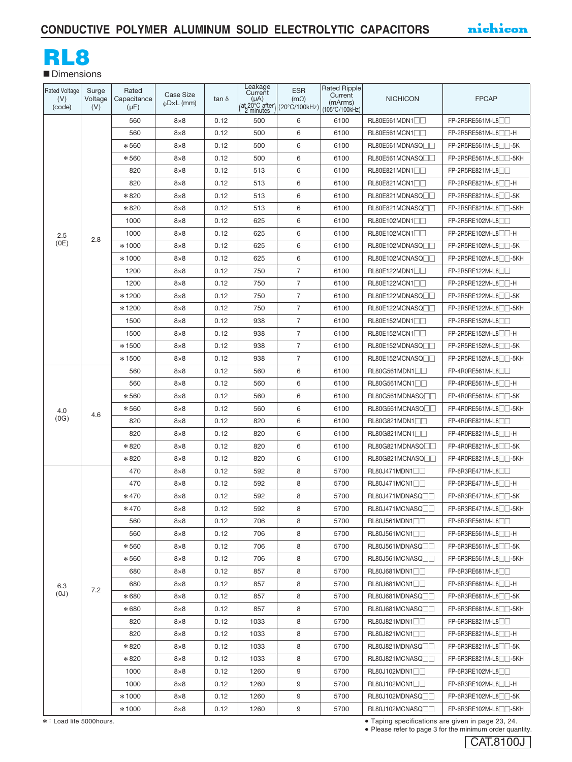# RL8

■ Dimensions

| Rated Voltage (V) (code) | Surge Voltage (V) | Rated Capacitance (μF) | Case Size ϕD×L (mm) | tan δ | Leakage Current (μA) (at 20°C after 2 minutes) | ESR (mΩ) (20°C/100kHz) | Rated Ripple Current (mArms) (105°C/100kHz) | NICHICON | FPCAP |
|---|---|---|---|---|---|---|---|---|---|
| 2.5 (0E) | 2.8 | 560 | 8×8 | 0.12 | 500 | 6 | 6100 | RL80E561MDN1□□ | FP-2R5RE561M-L8□□ |
| | | 560 | 8×8 | 0.12 | 500 | 6 | 6100 | RL80E561MCN1□□ | FP-2R5RE561M-L8□□-H |
| | | *560 | 8×8 | 0.12 | 500 | 6 | 6100 | RL80E561MDNASQ□□ | FP-2R5RE561M-L8□□-5K |
| | | *560 | 8×8 | 0.12 | 500 | 6 | 6100 | RL80E561MCNASQ□□ | FP-2R5RE561M-L8□□-5KH |
| | | 820 | 8×8 | 0.12 | 513 | 6 | 6100 | RL80E821MDN1□□ | FP-2R5RE821M-L8□□ |
| | | 820 | 8×8 | 0.12 | 513 | 6 | 6100 | RL80E821MCN1□□ | FP-2R5RE821M-L8□□-H |
| | | *820 | 8×8 | 0.12 | 513 | 6 | 6100 | RL80E821MDNASQ□□ | FP-2R5RE821M-L8□□-5K |
| | | *820 | 8×8 | 0.12 | 513 | 6 | 6100 | RL80E821MCNASQ□□ | FP-2R5RE821M-L8□□-5KH |
| | | 1000 | 8×8 | 0.12 | 625 | 6 | 6100 | RL80E102MDN1□□ | FP-2R5RE102M-L8□□ |
| | | 1000 | 8×8 | 0.12 | 625 | 6 | 6100 | RL80E102MCN1□□ | FP-2R5RE102M-L8□□-H |
| | | *1000 | 8×8 | 0.12 | 625 | 6 | 6100 | RL80E102MDNASQ□□ | FP-2R5RE102M-L8□□-5K |
| | | *1000 | 8×8 | 0.12 | 625 | 6 | 6100 | RL80E102MCNASQ□□ | FP-2R5RE102M-L8□□-5KH |
| | | 1200 | 8×8 | 0.12 | 750 | 7 | 6100 | RL80E122MDN1□□ | FP-2R5RE122M-L8□□ |
| | | 1200 | 8×8 | 0.12 | 750 | 7 | 6100 | RL80E122MCN1□□ | FP-2R5RE122M-L8□□-H |
| | | *1200 | 8×8 | 0.12 | 750 | 7 | 6100 | RL80E122MDNASQ□□ | FP-2R5RE122M-L8□□-5K |
| | | *1200 | 8×8 | 0.12 | 750 | 7 | 6100 | RL80E122MCNASQ□□ | FP-2R5RE122M-L8□□-5KH |
| | | 1500 | 8×8 | 0.12 | 938 | 7 | 6100 | RL80E152MDN1□□ | FP-2R5RE152M-L8□□ |
| | | 1500 | 8×8 | 0.12 | 938 | 7 | 6100 | RL80E152MCN1□□ | FP-2R5RE152M-L8□□-H |
| | | *1500 | 8×8 | 0.12 | 938 | 7 | 6100 | RL80E152MDNASQ□□ | FP-2R5RE152M-L8□□-5K |
| | | *1500 | 8×8 | 0.12 | 938 | 7 | 6100 | RL80E152MCNASQ□□ | FP-2R5RE152M-L8□□-5KH |
| 4.0 (0G) | 4.6 | 560 | 8×8 | 0.12 | 560 | 6 | 6100 | RL80G561MDN1□□ | FP-4R0RE561M-L8□□ |
| | | 560 | 8×8 | 0.12 | 560 | 6 | 6100 | RL80G561MCN1□□ | FP-4R0RE561M-L8□□-H |
| | | *560 | 8×8 | 0.12 | 560 | 6 | 6100 | RL80G561MDNASQ□□ | FP-4R0RE561M-L8□□-5K |
| | | *560 | 8×8 | 0.12 | 560 | 6 | 6100 | RL80G561MCNASQ□□ | FP-4R0RE561M-L8□□-5KH |
| | | 820 | 8×8 | 0.12 | 820 | 6 | 6100 | RL80G821MDN1□□ | FP-4R0RE821M-L8□□ |
| | | 820 | 8×8 | 0.12 | 820 | 6 | 6100 | RL80G821MCN1□□ | FP-4R0RE821M-L8□□-H |
| | | *820 | 8×8 | 0.12 | 820 | 6 | 6100 | RL80G821MDNASQ□□ | FP-4R0RE821M-L8□□-5K |
| | | *820 | 8×8 | 0.12 | 820 | 6 | 6100 | RL80G821MCNASQ□□ | FP-4R0RE821M-L8□□-5KH |
| 6.3 (0J) | 7.2 | 470 | 8×8 | 0.12 | 592 | 8 | 5700 | RL80J471MDN1□□ | FP-6R3RE471M-L8□□ |
| | | 470 | 8×8 | 0.12 | 592 | 8 | 5700 | RL80J471MCN1□□ | FP-6R3RE471M-L8□□-H |
| | | *470 | 8×8 | 0.12 | 592 | 8 | 5700 | RL80J471MDNASQ□□ | FP-6R3RE471M-L8□□-5K |
| | | *470 | 8×8 | 0.12 | 592 | 8 | 5700 | RL80J471MCNASQ□□ | FP-6R3RE471M-L8□□-5KH |
| | | 560 | 8×8 | 0.12 | 706 | 8 | 5700 | RL80J561MDN1□□ | FP-6R3RE561M-L8□□ |
| | | 560 | 8×8 | 0.12 | 706 | 8 | 5700 | RL80J561MCN1□□ | FP-6R3RE561M-L8□□-H |
| | | *560 | 8×8 | 0.12 | 706 | 8 | 5700 | RL80J561MDNASQ□□ | FP-6R3RE561M-L8□□-5K |
| | | *560 | 8×8 | 0.12 | 706 | 8 | 5700 | RL80J561MCNASQ□□ | FP-6R3RE561M-L8□□-5KH |
| | | 680 | 8×8 | 0.12 | 857 | 8 | 5700 | RL80J681MDN1□□ | FP-6R3RE681M-L8□□ |
| | | 680 | 8×8 | 0.12 | 857 | 8 | 5700 | RL80J681MCN1□□ | FP-6R3RE681M-L8□□-H |
| | | *680 | 8×8 | 0.12 | 857 | 8 | 5700 | RL80J681MDNASQ□□ | FP-6R3RE681M-L8□□-5K |
| | | *680 | 8×8 | 0.12 | 857 | 8 | 5700 | RL80J681MCNASQ□□ | FP-6R3RE681M-L8□□-5KH |
| | | 820 | 8×8 | 0.12 | 1033 | 8 | 5700 | RL80J821MDN1□□ | FP-6R3RE821M-L8□□ |
| | | 820 | 8×8 | 0.12 | 1033 | 8 | 5700 | RL80J821MCN1□□ | FP-6R3RE821M-L8□□-H |
| | | *820 | 8×8 | 0.12 | 1033 | 8 | 5700 | RL80J821MDNASQ□□ | FP-6R3RE821M-L8□□-5K |
| | | *820 | 8×8 | 0.12 | 1033 | 8 | 5700 | RL80J821MCNASQ□□ | FP-6R3RE821M-L8□□-5KH |
| | | 1000 | 8×8 | 0.12 | 1260 | 9 | 5700 | RL80J102MDN1□□ | FP-6R3RE102M-L8□□ |
| | | 1000 | 8×8 | 0.12 | 1260 | 9 | 5700 | RL80J102MCN1□□ | FP-6R3RE102M-L8□□-H |
| | | *1000 | 8×8 | 0.12 | 1260 | 9 | 5700 | RL80J102MDNASQ□□ | FP-6R3RE102M-L8□□-5K |
| | | *1000 | 8×8 | 0.12 | 1260 | 9 | 5700 | RL80J102MCNASQ□□ | FP-6R3RE102M-L8□□-5KH |

*: Load life 5000hours.

- Taping specifications are given in page 23, 24.
- Please refer to page 3 for the minimum order quantity.

CAT.8100J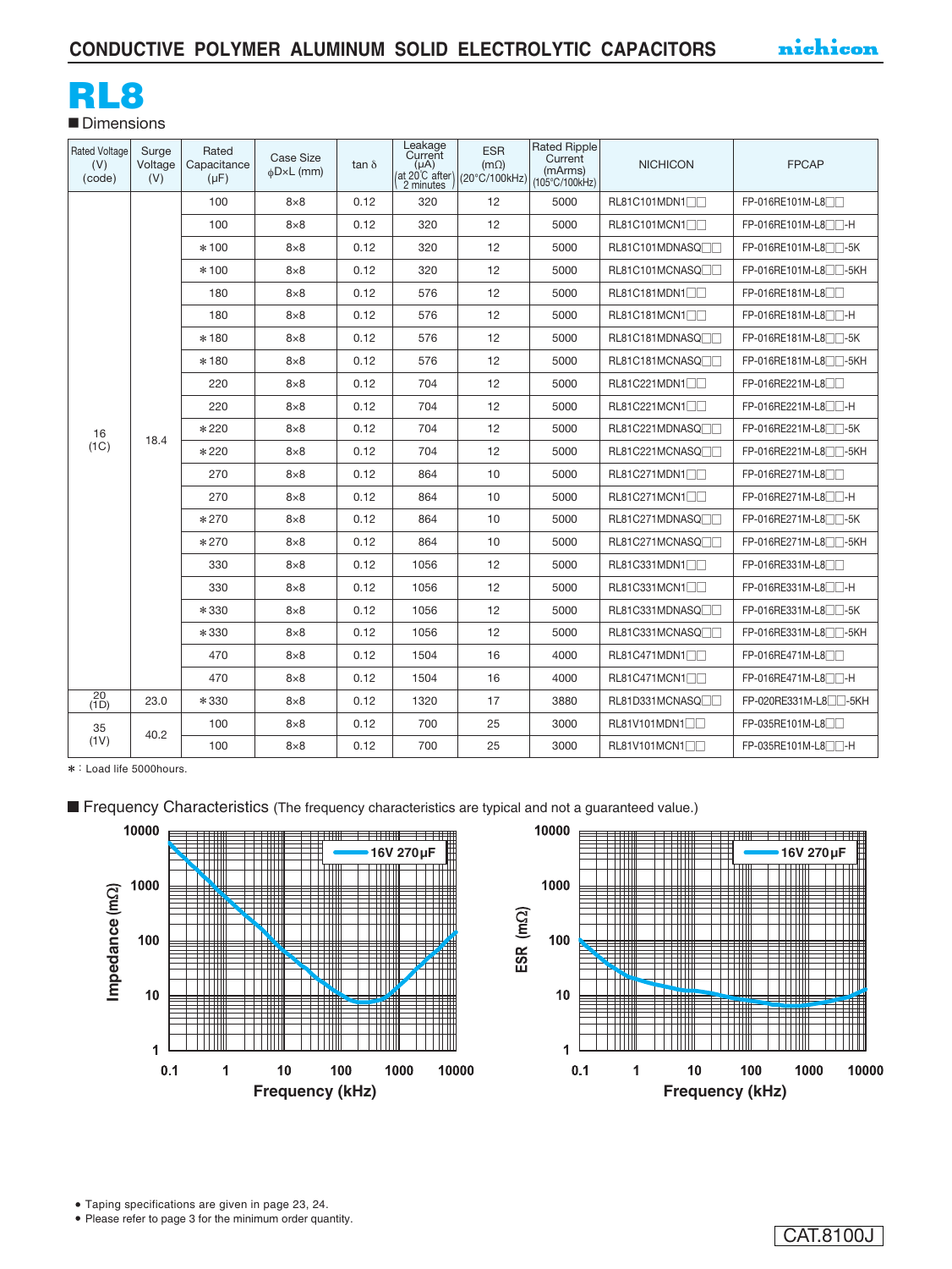CONDUCTIVE POLYMER ALUMINUM SOLID ELECTROLYTIC CAPACITORS

# RL8

## ■ Dimensions

| Rated Voltage (V) (code) | Surge Voltage (V) | Rated Capacitance (μF) | Case Size φD×L (mm) | tan δ | Leakage Current (μA) (at 20°C after 2 minutes) | ESR (mΩ) (20°C/100kHz) | Rated Ripple Current (mArms) (105°C/100kHz) | NICHICON | FPCAP |
|---|---|---|---|---|---|---|---|---|---|
| 16 (1C) | 18.4 | 100 | 8×8 | 0.12 | 320 | 12 | 5000 | RL81C101MDN1□□ | FP-016RE101M-L8□□ |
| | | 100 | 8×8 | 0.12 | 320 | 12 | 5000 | RL81C101MCN1□□ | FP-016RE101M-L8□□-H |
| | | *100 | 8×8 | 0.12 | 320 | 12 | 5000 | RL81C101MDNASQ□□ | FP-016RE101M-L8□□-5K |
| | | *100 | 8×8 | 0.12 | 320 | 12 | 5000 | RL81C101MCNASQ□□ | FP-016RE101M-L8□□-5KH |
| | | 180 | 8×8 | 0.12 | 576 | 12 | 5000 | RL81C181MDN1□□ | FP-016RE181M-L8□□ |
| | | 180 | 8×8 | 0.12 | 576 | 12 | 5000 | RL81C181MCN1□□ | FP-016RE181M-L8□□-H |
| | | *180 | 8×8 | 0.12 | 576 | 12 | 5000 | RL81C181MDNASQ□□ | FP-016RE181M-L8□□-5K |
| | | *180 | 8×8 | 0.12 | 576 | 12 | 5000 | RL81C181MCNASQ□□ | FP-016RE181M-L8□□-5KH |
| | | 220 | 8×8 | 0.12 | 704 | 12 | 5000 | RL81C221MDN1□□ | FP-016RE221M-L8□□ |
| | | 220 | 8×8 | 0.12 | 704 | 12 | 5000 | RL81C221MCN1□□ | FP-016RE221M-L8□□-H |
| | | *220 | 8×8 | 0.12 | 704 | 12 | 5000 | RL81C221MDNASQ□□ | FP-016RE221M-L8□□-5K |
| | | *220 | 8×8 | 0.12 | 704 | 12 | 5000 | RL81C221MCNASQ□□ | FP-016RE221M-L8□□-5KH |
| | | 270 | 8×8 | 0.12 | 864 | 10 | 5000 | RL81C271MDN1□□ | FP-016RE271M-L8□□ |
| | | 270 | 8×8 | 0.12 | 864 | 10 | 5000 | RL81C271MCN1□□ | FP-016RE271M-L8□□-H |
| | | *270 | 8×8 | 0.12 | 864 | 10 | 5000 | RL81C271MDNASQ□□ | FP-016RE271M-L8□□-5K |
| | | *270 | 8×8 | 0.12 | 864 | 10 | 5000 | RL81C271MCNASQ□□ | FP-016RE271M-L8□□-5KH |
| | | 330 | 8×8 | 0.12 | 1056 | 12 | 5000 | RL81C331MDN1□□ | FP-016RE331M-L8□□ |
| | | 330 | 8×8 | 0.12 | 1056 | 12 | 5000 | RL81C331MCN1□□ | FP-016RE331M-L8□□-H |
| | | *330 | 8×8 | 0.12 | 1056 | 12 | 5000 | RL81C331MDNASQ□□ | FP-016RE331M-L8□□-5K |
| | | *330 | 8×8 | 0.12 | 1056 | 12 | 5000 | RL81C331MCNASQ□□ | FP-016RE331M-L8□□-5KH |
| | | 470 | 8×8 | 0.12 | 1504 | 16 | 4000 | RL81C471MDN1□□ | FP-016RE471M-L8□□ |
| | | 470 | 8×8 | 0.12 | 1504 | 16 | 4000 | RL81C471MCN1□□ | FP-016RE471M-L8□□-H |
| 20 (1D) | 23.0 | *330 | 8×8 | 0.12 | 1320 | 17 | 3880 | RL81D331MCNASQ□□ | FP-020RE331M-L8□□-5KH |
| 35 (1V) | 40.2 | 100 | 8×8 | 0.12 | 700 | 25 | 3000 | RL81V101MDN1□□ | FP-035RE101M-L8□□ |
| | | 100 | 8×8 | 0.12 | 700 | 25 | 3000 | RL81V101MCN1□□ | FP-035RE101M-L8□□-H |

*: Load life 5000hours.

## ■ Frequency Characteristics (The frequency characteristics are typical and not a guaranteed value.)

Impedance (mΩ)
10000
1000
100
10
1
16V 270μF
0.1 1 10 100 1000 10000
Frequency (kHz)

ESR (mΩ)
10000
1000
100
10
1
16V 270μF
0.1 1 10 100 1000 10000
Frequency (kHz)

- Taping specifications are given in page 23, 24.
- Please refer to page 3 for the minimum order quantity.

CAT.8100J